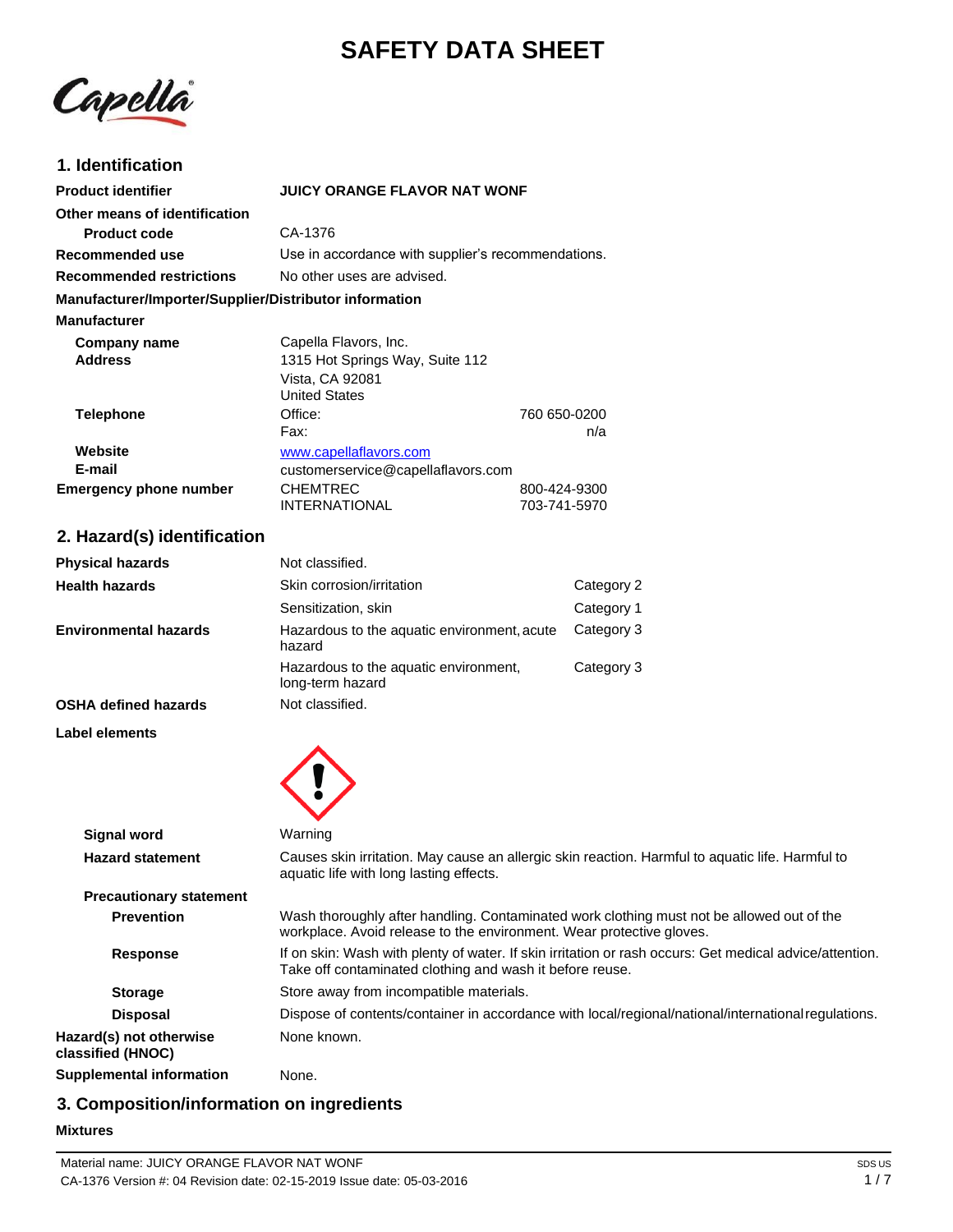# SAFETY DATA SHEET

## 1. Identification

| | | |
|---|---|---|
| **Product identifier** | **JUICY ORANGE FLAVOR NAT WONF** | |
| **Other means of identification** | | |
| **Product code** | CA-1376 | |
| **Recommended use** | Use in accordance with supplier's recommendations. | |
| **Recommended restrictions** | No other uses are advised. | |

**Manufacturer/Importer/Supplier/Distributor information**

**Manufacturer**

| | | |
|---|---|---|
| **Company name** | Capella Flavors, Inc. | |
| **Address** | 1315 Hot Springs Way, Suite 112<br>Vista, CA 92081<br>United States | |
| **Telephone** | Office: | 760 650-0200 |
| | Fax: | n/a |
| **Website** | www.capellaflavors.com | |
| **E-mail** | customerservice@capellaflavors.com | |
| **Emergency phone number** | CHEMTREC | 800-424-9300 |
| | INTERNATIONAL | 703-741-5970 |

## 2. Hazard(s) identification

| | | |
|---|---|---|
| **Physical hazards** | Not classified. | |
| **Health hazards** | Skin corrosion/irritation | Category 2 |
| | Sensitization, skin | Category 1 |
| **Environmental hazards** | Hazardous to the aquatic environment, acute hazard | Category 3 |
| | Hazardous to the aquatic environment, long-term hazard | Category 3 |
| **OSHA defined hazards** | Not classified. | |

**Label elements**

| | |
|---|---|
| **Signal word** | Warning |
| **Hazard statement** | Causes skin irritation. May cause an allergic skin reaction. Harmful to aquatic life. Harmful to aquatic life with long lasting effects. |
| **Precautionary statement** | |
| **Prevention** | Wash thoroughly after handling. Contaminated work clothing must not be allowed out of the workplace. Avoid release to the environment. Wear protective gloves. |
| **Response** | If on skin: Wash with plenty of water. If skin irritation or rash occurs: Get medical advice/attention. Take off contaminated clothing and wash it before reuse. |
| **Storage** | Store away from incompatible materials. |
| **Disposal** | Dispose of contents/container in accordance with local/regional/national/international regulations. |
| **Hazard(s) not otherwise classified (HNOC)** | None known. |
| **Supplemental information** | None. |

## 3. Composition/information on ingredients

**Mixtures**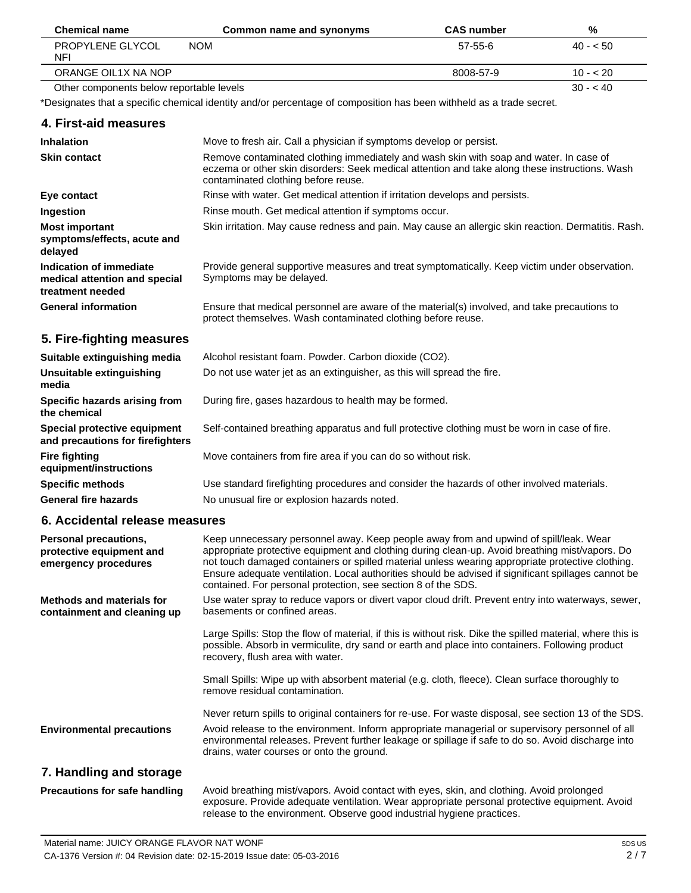| Chemical name | Common name and synonyms | CAS number | % |
|---|---|---|---|
| PROPYLENE GLYCOL NFI | NOM | 57-55-6 | 40 - < 50 |
| ORANGE OIL1X NA NOP | | 8008-57-9 | 10 - < 20 |
| Other components below reportable levels | | | 30 - < 40 |

*Designates that a specific chemical identity and/or percentage of composition has been withheld as a trade secret.

## 4. First-aid measures

**Inhalation**
Move to fresh air. Call a physician if symptoms develop or persist.

**Skin contact**
Remove contaminated clothing immediately and wash skin with soap and water. In case of eczema or other skin disorders: Seek medical attention and take along these instructions. Wash contaminated clothing before reuse.

**Eye contact**
Rinse with water. Get medical attention if irritation develops and persists.

**Ingestion**
Rinse mouth. Get medical attention if symptoms occur.

**Most important symptoms/effects, acute and delayed**
Skin irritation. May cause redness and pain. May cause an allergic skin reaction. Dermatitis. Rash.

**Indication of immediate medical attention and special treatment needed**
Provide general supportive measures and treat symptomatically. Keep victim under observation. Symptoms may be delayed.

**General information**
Ensure that medical personnel are aware of the material(s) involved, and take precautions to protect themselves. Wash contaminated clothing before reuse.

## 5. Fire-fighting measures

**Suitable extinguishing media**
Alcohol resistant foam. Powder. Carbon dioxide ($CO_2$).

**Unsuitable extinguishing media**
Do not use water jet as an extinguisher, as this will spread the fire.

**Specific hazards arising from the chemical**
During fire, gases hazardous to health may be formed.

**Special protective equipment and precautions for firefighters**
Self-contained breathing apparatus and full protective clothing must be worn in case of fire.

**Fire fighting equipment/instructions**
Move containers from fire area if you can do so without risk.

**Specific methods**
Use standard firefighting procedures and consider the hazards of other involved materials.

**General fire hazards**
No unusual fire or explosion hazards noted.

## 6. Accidental release measures

**Personal precautions, protective equipment and emergency procedures**
Keep unnecessary personnel away. Keep people away from and upwind of spill/leak. Wear appropriate protective equipment and clothing during clean-up. Avoid breathing mist/vapors. Do not touch damaged containers or spilled material unless wearing appropriate protective clothing. Ensure adequate ventilation. Local authorities should be advised if significant spillages cannot be contained. For personal protection, see section 8 of the SDS.

**Methods and materials for containment and cleaning up**
Use water spray to reduce vapors or divert vapor cloud drift. Prevent entry into waterways, sewer, basements or confined areas.

Large Spills: Stop the flow of material, if this is without risk. Dike the spilled material, where this is possible. Absorb in vermiculite, dry sand or earth and place into containers. Following product recovery, flush area with water.

Small Spills: Wipe up with absorbent material (e.g. cloth, fleece). Clean surface thoroughly to remove residual contamination.

Never return spills to original containers for re-use. For waste disposal, see section 13 of the SDS.

**Environmental precautions**
Avoid release to the environment. Inform appropriate managerial or supervisory personnel of all environmental releases. Prevent further leakage or spillage if safe to do so. Avoid discharge into drains, water courses or onto the ground.

## 7. Handling and storage

**Precautions for safe handling**
Avoid breathing mist/vapors. Avoid contact with eyes, skin, and clothing. Avoid prolonged exposure. Provide adequate ventilation. Wear appropriate personal protective equipment. Avoid release to the environment. Observe good industrial hygiene practices.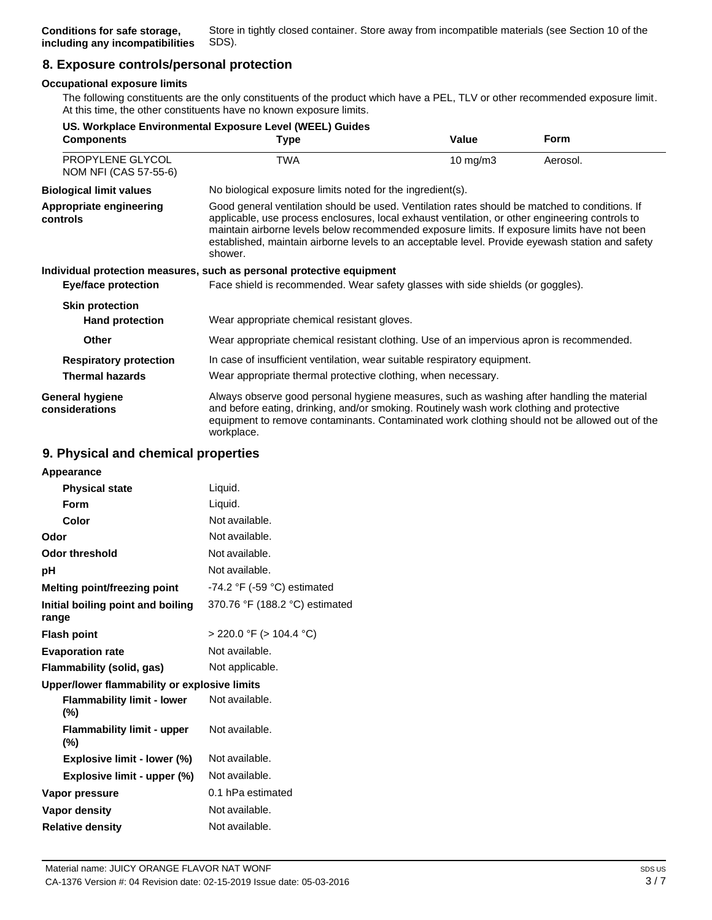| | |
|---|---|
| **Conditions for safe storage, including any incompatibilities** | Store in tightly closed container. Store away from incompatible materials (see Section 10 of the SDS). |

## 8. Exposure controls/personal protection

### Occupational exposure limits

The following constituents are the only constituents of the product which have a PEL, TLV or other recommended exposure limit. At this time, the other constituents have no known exposure limits.

**US. Workplace Environmental Exposure Level (WEEL) Guides**

| Components | Type | Value | Form |
|---|---|---|---|
| PROPYLENE GLYCOL NOM NFI (CAS 57-55-6) | TWA | 10 mg/m3 | Aerosol. |

| | |
|---|---|
| **Biological limit values** | No biological exposure limits noted for the ingredient(s). |
| **Appropriate engineering controls** | Good general ventilation should be used. Ventilation rates should be matched to conditions. If applicable, use process enclosures, local exhaust ventilation, or other engineering controls to maintain airborne levels below recommended exposure limits. If exposure limits have not been established, maintain airborne levels to an acceptable level. Provide eyewash station and safety shower. |

**Individual protection measures, such as personal protective equipment**

| | |
|---|---|
| **Eye/face protection** | Face shield is recommended. Wear safety glasses with side shields (or goggles). |
| **Skin protection** | |
| **Hand protection** | Wear appropriate chemical resistant gloves. |
| **Other** | Wear appropriate chemical resistant clothing. Use of an impervious apron is recommended. |
| **Respiratory protection** | In case of insufficient ventilation, wear suitable respiratory equipment. |
| **Thermal hazards** | Wear appropriate thermal protective clothing, when necessary. |
| **General hygiene considerations** | Always observe good personal hygiene measures, such as washing after handling the material and before eating, drinking, and/or smoking. Routinely wash work clothing and protective equipment to remove contaminants. Contaminated work clothing should not be allowed out of the workplace. |

## 9. Physical and chemical properties

| | |
|---|---|
| **Appearance** | |
| **Physical state** | Liquid. |
| **Form** | Liquid. |
| **Color** | Not available. |
| **Odor** | Not available. |
| **Odor threshold** | Not available. |
| **pH** | Not available. |
| **Melting point/freezing point** | -74.2 °F (-59 °C) estimated |
| **Initial boiling point and boiling range** | 370.76 °F (188.2 °C) estimated |
| **Flash point** | > 220.0 °F (> 104.4 °C) |
| **Evaporation rate** | Not available. |
| **Flammability (solid, gas)** | Not applicable. |
| **Upper/lower flammability or explosive limits** | |
| **Flammability limit - lower (%)** | Not available. |
| **Flammability limit - upper (%)** | Not available. |
| **Explosive limit - lower (%)** | Not available. |
| **Explosive limit - upper (%)** | Not available. |
| **Vapor pressure** | 0.1 hPa estimated |
| **Vapor density** | Not available. |
| **Relative density** | Not available. |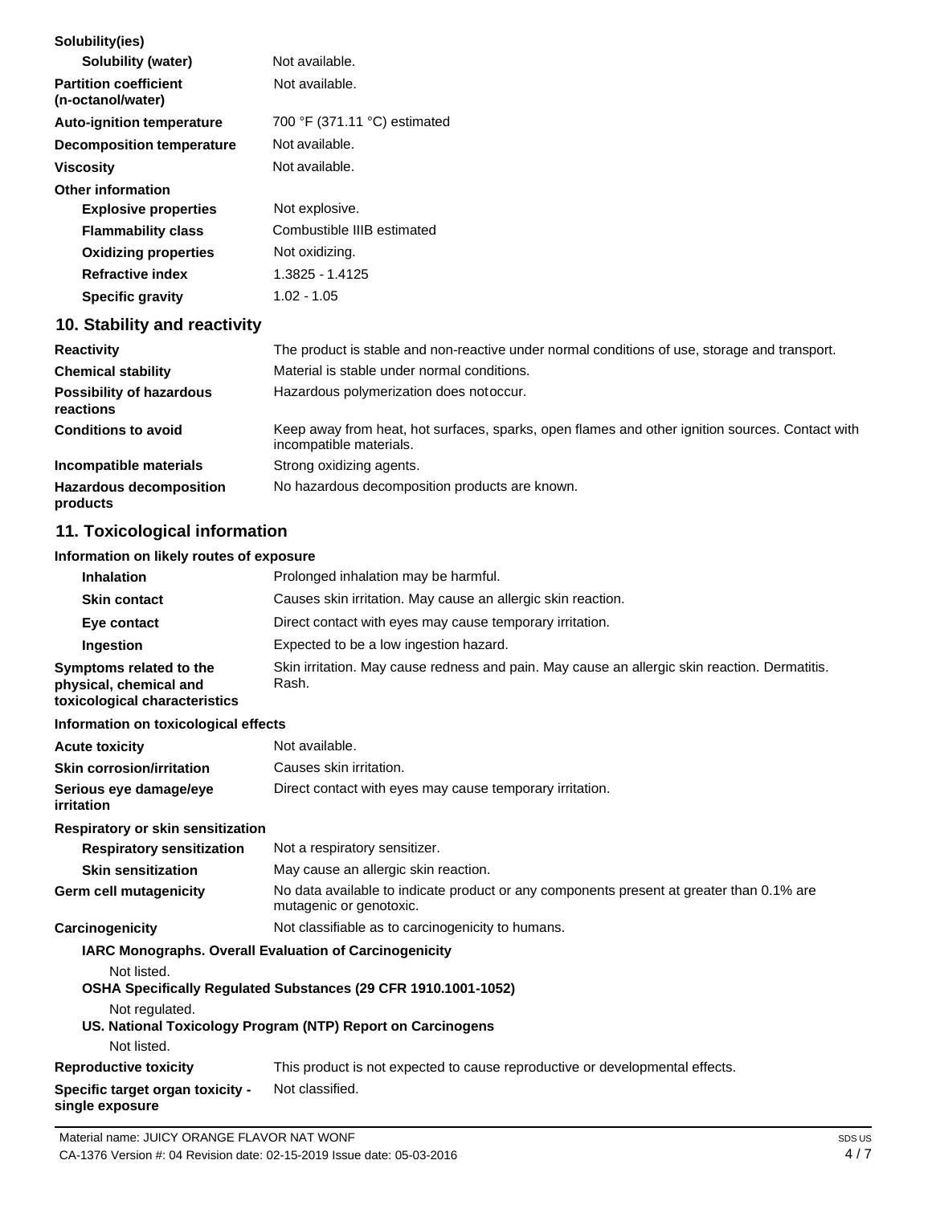**Solubility(ies)**

| | |
|---|---|
| **Solubility (water)** | Not available. |
| **Partition coefficient (n-octanol/water)** | Not available. |
| **Auto-ignition temperature** | 700 °F (371.11 °C) estimated |
| **Decomposition temperature** | Not available. |
| **Viscosity** | Not available. |

**Other information**

| | |
|---|---|
| **Explosive properties** | Not explosive. |
| **Flammability class** | Combustible IIIB estimated |
| **Oxidizing properties** | Not oxidizing. |
| **Refractive index** | 1.3825 - 1.4125 |
| **Specific gravity** | 1.02 - 1.05 |

## 10. Stability and reactivity

| | |
|---|---|
| **Reactivity** | The product is stable and non-reactive under normal conditions of use, storage and transport. |
| **Chemical stability** | Material is stable under normal conditions. |
| **Possibility of hazardous reactions** | Hazardous polymerization does notoccur. |
| **Conditions to avoid** | Keep away from heat, hot surfaces, sparks, open flames and other ignition sources. Contact with incompatible materials. |
| **Incompatible materials** | Strong oxidizing agents. |
| **Hazardous decomposition products** | No hazardous decomposition products are known. |

## 11. Toxicological information

**Information on likely routes of exposure**

| | |
|---|---|
| **Inhalation** | Prolonged inhalation may be harmful. |
| **Skin contact** | Causes skin irritation. May cause an allergic skin reaction. |
| **Eye contact** | Direct contact with eyes may cause temporary irritation. |
| **Ingestion** | Expected to be a low ingestion hazard. |
| **Symptoms related to the physical, chemical and toxicological characteristics** | Skin irritation. May cause redness and pain. May cause an allergic skin reaction. Dermatitis. Rash. |

**Information on toxicological effects**

| | |
|---|---|
| **Acute toxicity** | Not available. |
| **Skin corrosion/irritation** | Causes skin irritation. |
| **Serious eye damage/eye irritation** | Direct contact with eyes may cause temporary irritation. |

**Respiratory or skin sensitization**

| | |
|---|---|
| **Respiratory sensitization** | Not a respiratory sensitizer. |
| **Skin sensitization** | May cause an allergic skin reaction. |
| **Germ cell mutagenicity** | No data available to indicate product or any components present at greater than 0.1% are mutagenic or genotoxic. |
| **Carcinogenicity** | Not classifiable as to carcinogenicity to humans. |

**IARC Monographs. Overall Evaluation of Carcinogenicity**

Not listed.

**OSHA Specifically Regulated Substances (29 CFR 1910.1001-1052)**

Not regulated.

**US. National Toxicology Program (NTP) Report on Carcinogens**

Not listed.

| | |
|---|---|
| **Reproductive toxicity** | This product is not expected to cause reproductive or developmental effects. |
| **Specific target organ toxicity - single exposure** | Not classified. |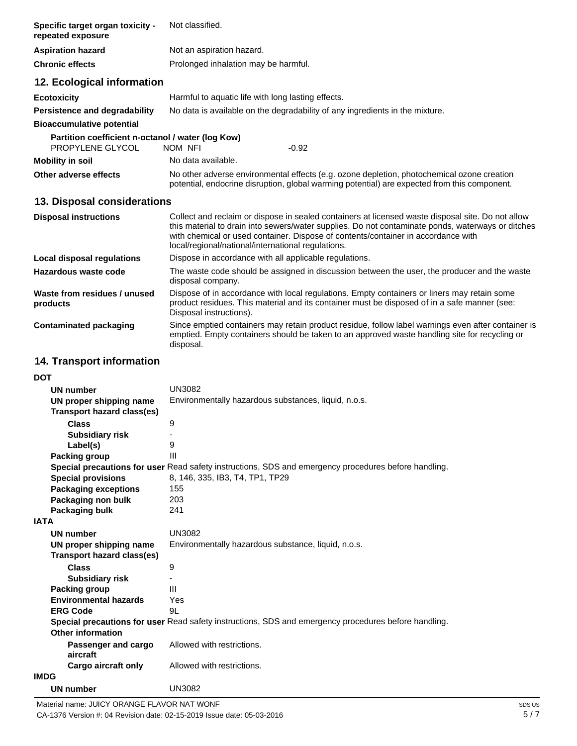| | |
|---|---|
| **Specific target organ toxicity - repeated exposure** | Not classified. |
| **Aspiration hazard** | Not an aspiration hazard. |
| **Chronic effects** | Prolonged inhalation may be harmful. |

## 12. Ecological information

| | | |
|---|---|---|
| **Ecotoxicity** | Harmful to aquatic life with long lasting effects. | |
| **Persistence and degradability** | No data is available on the degradability of any ingredients in the mixture. | |
| **Bioaccumulative potential** | | |
| **Partition coefficient n-octanol / water (log Kow)** | | |
| PROPYLENE GLYCOL | NOM NFI | -0.92 |
| **Mobility in soil** | No data available. | |
| **Other adverse effects** | No other adverse environmental effects (e.g. ozone depletion, photochemical ozone creation potential, endocrine disruption, global warming potential) are expected from this component. | |

## 13. Disposal considerations

| | |
|---|---|
| **Disposal instructions** | Collect and reclaim or dispose in sealed containers at licensed waste disposal site. Do not allow this material to drain into sewers/water supplies. Do not contaminate ponds, waterways or ditches with chemical or used container. Dispose of contents/container in accordance with local/regional/national/international regulations. |
| **Local disposal regulations** | Dispose in accordance with all applicable regulations. |
| **Hazardous waste code** | The waste code should be assigned in discussion between the user, the producer and the waste disposal company. |
| **Waste from residues / unused products** | Dispose of in accordance with local regulations. Empty containers or liners may retain some product residues. This material and its container must be disposed of in a safe manner (see: Disposal instructions). |
| **Contaminated packaging** | Since emptied containers may retain product residue, follow label warnings even after container is emptied. Empty containers should be taken to an approved waste handling site for recycling or disposal. |

## 14. Transport information

**DOT**

| | |
|---|---|
| **UN number** | UN3082 |
| **UN proper shipping name** | Environmentally hazardous substances, liquid, n.o.s. |
| **Transport hazard class(es)** | |
| **Class** | 9 |
| **Subsidiary risk** | - |
| **Label(s)** | 9 |
| **Packing group** | III |
| **Special precautions for user** | Read safety instructions, SDS and emergency procedures before handling. |
| **Special provisions** | 8, 146, 335, IB3, T4, TP1, TP29 |
| **Packaging exceptions** | 155 |
| **Packaging non bulk** | 203 |
| **Packaging bulk** | 241 |

**IATA**

| | |
|---|---|
| **UN number** | UN3082 |
| **UN proper shipping name** | Environmentally hazardous substance, liquid, n.o.s. |
| **Transport hazard class(es)** | |
| **Class** | 9 |
| **Subsidiary risk** | - |
| **Packing group** | III |
| **Environmental hazards** | Yes |
| **ERG Code** | 9L |
| **Special precautions for user** | Read safety instructions, SDS and emergency procedures before handling. |
| **Other information** | |
| **Passenger and cargo aircraft** | Allowed with restrictions. |
| **Cargo aircraft only** | Allowed with restrictions. |

**IMDG**

| | |
|---|---|
| **UN number** | UN3082 |

Material name: JUICY ORANGE FLAVOR NAT WONF

CA-1376 Version #: 04 Revision date: 02-15-2019 Issue date: 05-03-2016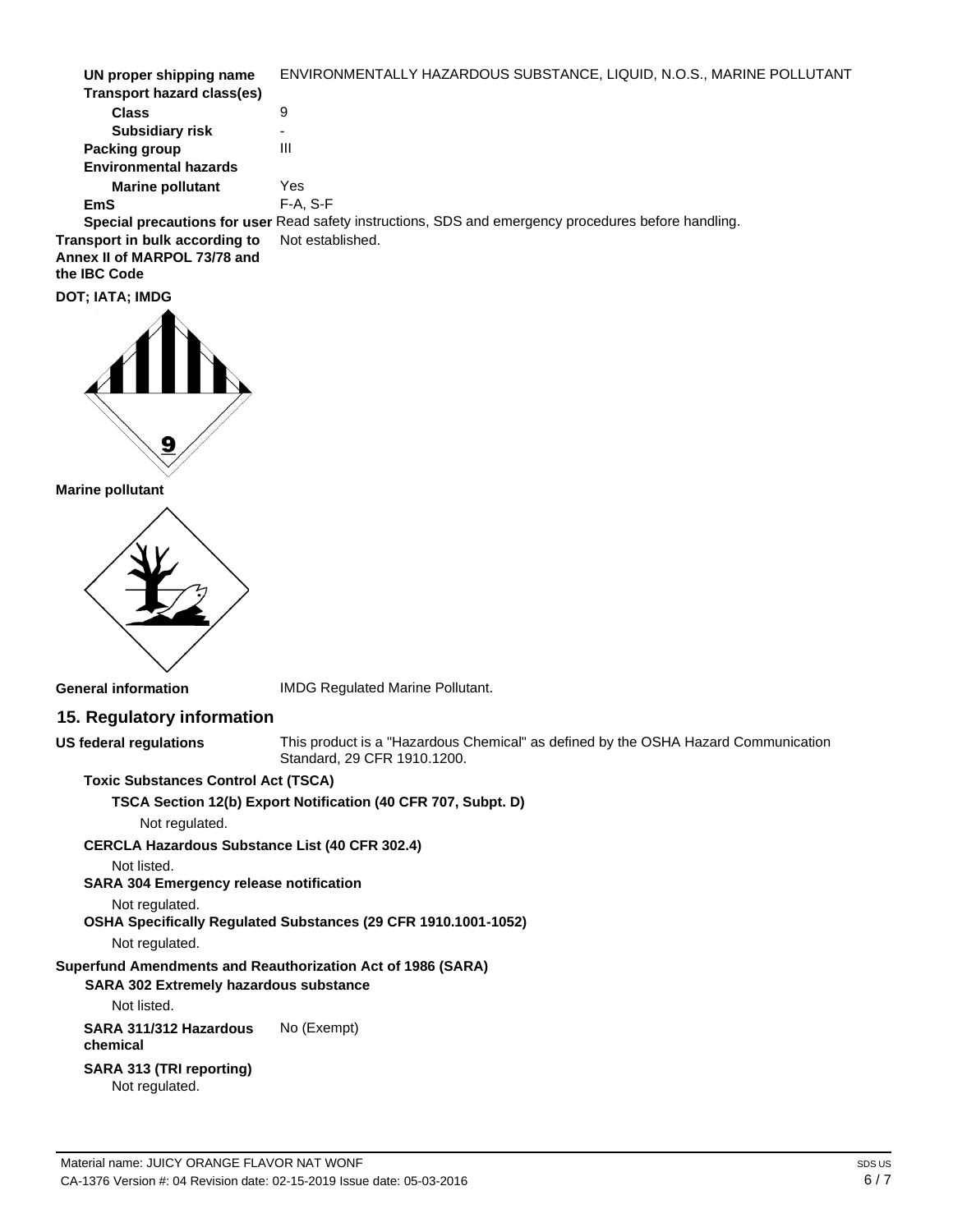| | |
|---|---|
| **UN proper shipping name** | ENVIRONMENTALLY HAZARDOUS SUBSTANCE, LIQUID, N.O.S., MARINE POLLUTANT |
| **Transport hazard class(es)** | |
| **Class** | 9 |
| **Subsidiary risk** | - |
| **Packing group** | III |
| **Environmental hazards** | |
| **Marine pollutant** | Yes |
| **EmS** | F-A, S-F |
| **Special precautions for user** | Read safety instructions, SDS and emergency procedures before handling. |
| **Transport in bulk according to Annex II of MARPOL 73/78 and the IBC Code** | Not established. |

**DOT; IATA; IMDG**

**Marine pollutant**

**General information** IMDG Regulated Marine Pollutant.

## 15. Regulatory information

**US federal regulations** This product is a "Hazardous Chemical" as defined by the OSHA Hazard Communication Standard, 29 CFR 1910.1200.

**Toxic Substances Control Act (TSCA)**

**TSCA Section 12(b) Export Notification (40 CFR 707, Subpt. D)**

Not regulated.

**CERCLA Hazardous Substance List (40 CFR 302.4)**

Not listed.

**SARA 304 Emergency release notification**

Not regulated.

**OSHA Specifically Regulated Substances (29 CFR 1910.1001-1052)**

Not regulated.

**Superfund Amendments and Reauthorization Act of 1986 (SARA)**

**SARA 302 Extremely hazardous substance**

Not listed.

**SARA 311/312 Hazardous chemical** No (Exempt)

**SARA 313 (TRI reporting)**

Not regulated.

Material name: JUICY ORANGE FLAVOR NAT WONF

CA-1376 Version #: 04 Revision date: 02-15-2019 Issue date: 05-03-2016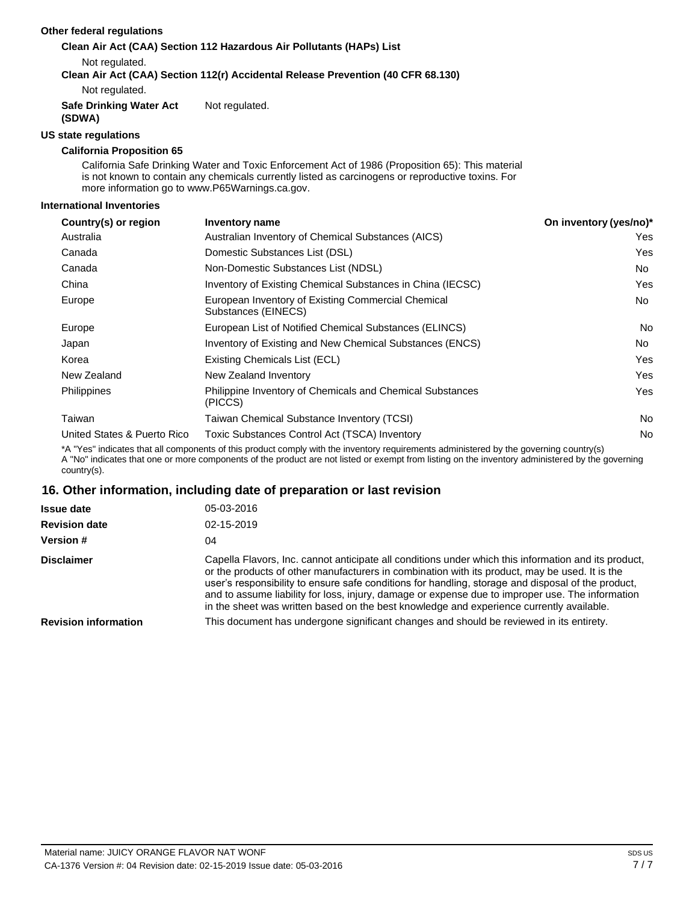**Other federal regulations**

**Clean Air Act (CAA) Section 112 Hazardous Air Pollutants (HAPs) List**

Not regulated.

**Clean Air Act (CAA) Section 112(r) Accidental Release Prevention (40 CFR 68.130)**

Not regulated.

**Safe Drinking Water Act (SDWA)** Not regulated.

**US state regulations**

**California Proposition 65**

California Safe Drinking Water and Toxic Enforcement Act of 1986 (Proposition 65): This material is not known to contain any chemicals currently listed as carcinogens or reproductive toxins. For more information go to www.P65Warnings.ca.gov.

**International Inventories**

| Country(s) or region | Inventory name | On inventory (yes/no)* |
|---|---|---|
| Australia | Australian Inventory of Chemical Substances (AICS) | Yes |
| Canada | Domestic Substances List (DSL) | Yes |
| Canada | Non-Domestic Substances List (NDSL) | No |
| China | Inventory of Existing Chemical Substances in China (IECSC) | Yes |
| Europe | European Inventory of Existing Commercial Chemical Substances (EINECS) | No |
| Europe | European List of Notified Chemical Substances (ELINCS) | No |
| Japan | Inventory of Existing and New Chemical Substances (ENCS) | No |
| Korea | Existing Chemicals List (ECL) | Yes |
| New Zealand | New Zealand Inventory | Yes |
| Philippines | Philippine Inventory of Chemicals and Chemical Substances (PICCS) | Yes |
| Taiwan | Taiwan Chemical Substance Inventory (TCSI) | No |
| United States & Puerto Rico | Toxic Substances Control Act (TSCA) Inventory | No |

*A "Yes" indicates that all components of this product comply with the inventory requirements administered by the governing country(s)
A "No" indicates that one or more components of the product are not listed or exempt from listing on the inventory administered by the governing country(s).

## 16. Other information, including date of preparation or last revision

**Issue date** 05-03-2016

**Revision date** 02-15-2019

**Version #** 04

**Disclaimer** Capella Flavors, Inc. cannot anticipate all conditions under which this information and its product, or the products of other manufacturers in combination with its product, may be used. It is the user's responsibility to ensure safe conditions for handling, storage and disposal of the product, and to assume liability for loss, injury, damage or expense due to improper use. The information in the sheet was written based on the best knowledge and experience currently available.

**Revision information** This document has undergone significant changes and should be reviewed in its entirety.